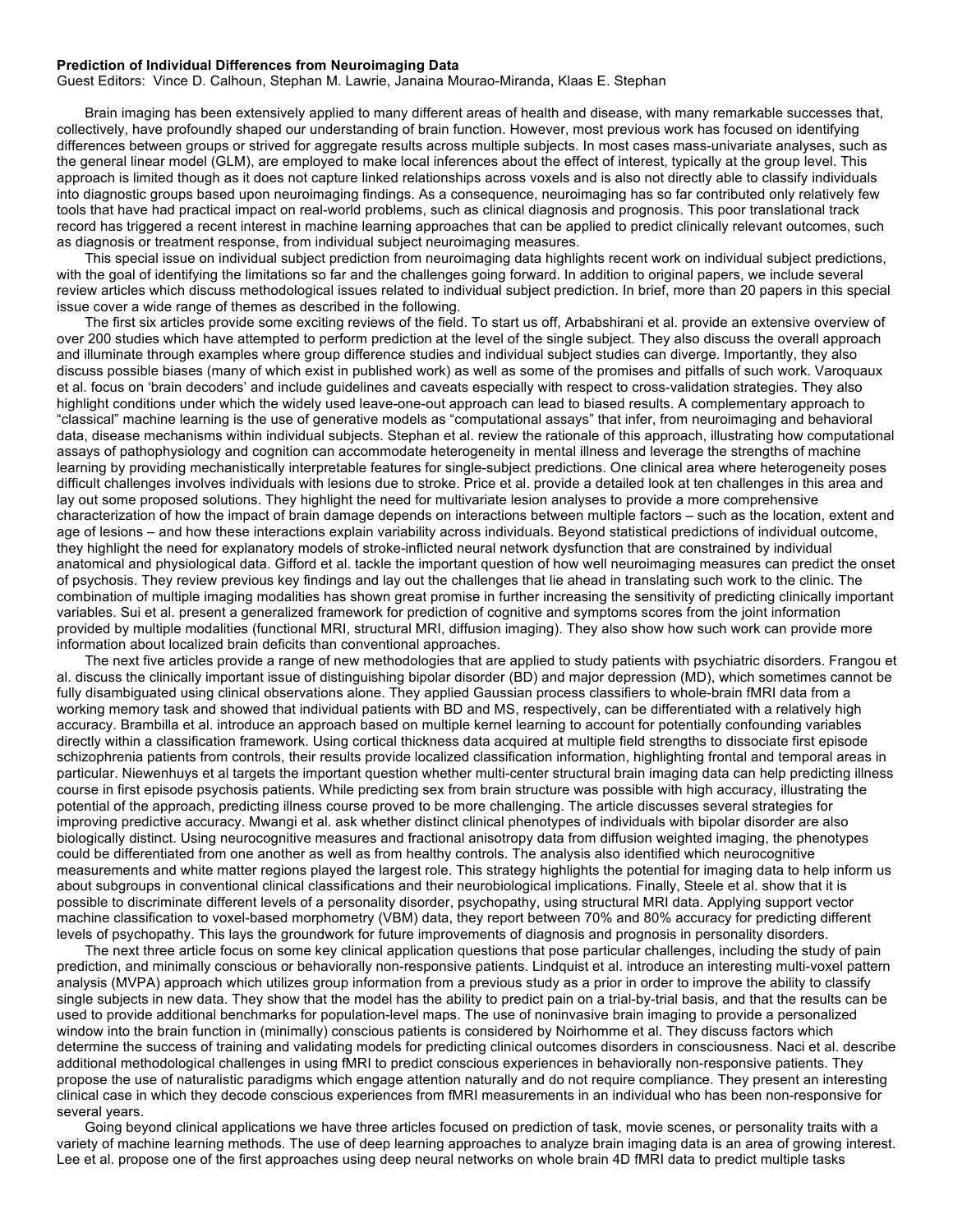**Prediction of Individual Differences from Neuroimaging Data**

Guest Editors: Vince D. Calhoun, Stephan M. Lawrie, Janaina Mourao-Miranda, Klaas E. Stephan

Brain imaging has been extensively applied to many different areas of health and disease, with many remarkable successes that, collectively, have profoundly shaped our understanding of brain function. However, most previous work has focused on identifying differences between groups or strived for aggregate results across multiple subjects. In most cases mass-univariate analyses, such as the general linear model (GLM), are employed to make local inferences about the effect of interest, typically at the group level. This approach is limited though as it does not capture linked relationships across voxels and is also not directly able to classify individuals into diagnostic groups based upon neuroimaging findings. As a consequence, neuroimaging has so far contributed only relatively few tools that have had practical impact on real-world problems, such as clinical diagnosis and prognosis. This poor translational track record has triggered a recent interest in machine learning approaches that can be applied to predict clinically relevant outcomes, such as diagnosis or treatment response, from individual subject neuroimaging measures.

This special issue on individual subject prediction from neuroimaging data highlights recent work on individual subject predictions, with the goal of identifying the limitations so far and the challenges going forward. In addition to original papers, we include several review articles which discuss methodological issues related to individual subject prediction. In brief, more than 20 papers in this special issue cover a wide range of themes as described in the following.

The first six articles provide some exciting reviews of the field. To start us off, Arbabshirani et al. provide an extensive overview of over 200 studies which have attempted to perform prediction at the level of the single subject. They also discuss the overall approach and illuminate through examples where group difference studies and individual subject studies can diverge. Importantly, they also discuss possible biases (many of which exist in published work) as well as some of the promises and pitfalls of such work. Varoquaux et al. focus on 'brain decoders' and include guidelines and caveats especially with respect to cross-validation strategies. They also highlight conditions under which the widely used leave-one-out approach can lead to biased results. A complementary approach to "classical" machine learning is the use of generative models as "computational assays" that infer, from neuroimaging and behavioral data, disease mechanisms within individual subjects. Stephan et al. review the rationale of this approach, illustrating how computational assays of pathophysiology and cognition can accommodate heterogeneity in mental illness and leverage the strengths of machine learning by providing mechanistically interpretable features for single-subject predictions. One clinical area where heterogeneity poses difficult challenges involves individuals with lesions due to stroke. Price et al. provide a detailed look at ten challenges in this area and lay out some proposed solutions. They highlight the need for multivariate lesion analyses to provide a more comprehensive characterization of how the impact of brain damage depends on interactions between multiple factors – such as the location, extent and age of lesions – and how these interactions explain variability across individuals. Beyond statistical predictions of individual outcome, they highlight the need for explanatory models of stroke-inflicted neural network dysfunction that are constrained by individual anatomical and physiological data. Gifford et al. tackle the important question of how well neuroimaging measures can predict the onset of psychosis. They review previous key findings and lay out the challenges that lie ahead in translating such work to the clinic. The combination of multiple imaging modalities has shown great promise in further increasing the sensitivity of predicting clinically important variables. Sui et al. present a generalized framework for prediction of cognitive and symptoms scores from the joint information provided by multiple modalities (functional MRI, structural MRI, diffusion imaging). They also show how such work can provide more information about localized brain deficits than conventional approaches.

The next five articles provide a range of new methodologies that are applied to study patients with psychiatric disorders. Frangou et al. discuss the clinically important issue of distinguishing bipolar disorder (BD) and major depression (MD), which sometimes cannot be fully disambiguated using clinical observations alone. They applied Gaussian process classifiers to whole-brain fMRI data from a working memory task and showed that individual patients with BD and MS, respectively, can be differentiated with a relatively high accuracy. Brambilla et al. introduce an approach based on multiple kernel learning to account for potentially confounding variables directly within a classification framework. Using cortical thickness data acquired at multiple field strengths to dissociate first episode schizophrenia patients from controls, their results provide localized classification information, highlighting frontal and temporal areas in particular. Niewenhuys et al targets the important question whether multi-center structural brain imaging data can help predicting illness course in first episode psychosis patients. While predicting sex from brain structure was possible with high accuracy, illustrating the potential of the approach, predicting illness course proved to be more challenging. The article discusses several strategies for improving predictive accuracy. Mwangi et al. ask whether distinct clinical phenotypes of individuals with bipolar disorder are also biologically distinct. Using neurocognitive measures and fractional anisotropy data from diffusion weighted imaging, the phenotypes could be differentiated from one another as well as from healthy controls. The analysis also identified which neurocognitive measurements and white matter regions played the largest role. This strategy highlights the potential for imaging data to help inform us about subgroups in conventional clinical classifications and their neurobiological implications. Finally, Steele et al. show that it is possible to discriminate different levels of a personality disorder, psychopathy, using structural MRI data. Applying support vector machine classification to voxel-based morphometry (VBM) data, they report between 70% and 80% accuracy for predicting different levels of psychopathy. This lays the groundwork for future improvements of diagnosis and prognosis in personality disorders.

The next three article focus on some key clinical application questions that pose particular challenges, including the study of pain prediction, and minimally conscious or behaviorally non-responsive patients. Lindquist et al. introduce an interesting multi-voxel pattern analysis (MVPA) approach which utilizes group information from a previous study as a prior in order to improve the ability to classify single subjects in new data. They show that the model has the ability to predict pain on a trial-by-trial basis, and that the results can be used to provide additional benchmarks for population-level maps. The use of noninvasive brain imaging to provide a personalized window into the brain function in (minimally) conscious patients is considered by Noirhomme et al. They discuss factors which determine the success of training and validating models for predicting clinical outcomes disorders in consciousness. Naci et al. describe additional methodological challenges in using fMRI to predict conscious experiences in behaviorally non-responsive patients. They propose the use of naturalistic paradigms which engage attention naturally and do not require compliance. They present an interesting clinical case in which they decode conscious experiences from fMRI measurements in an individual who has been non-responsive for several years.

Going beyond clinical applications we have three articles focused on prediction of task, movie scenes, or personality traits with a variety of machine learning methods. The use of deep learning approaches to analyze brain imaging data is an area of growing interest. Lee et al. propose one of the first approaches using deep neural networks on whole brain 4D fMRI data to predict multiple tasks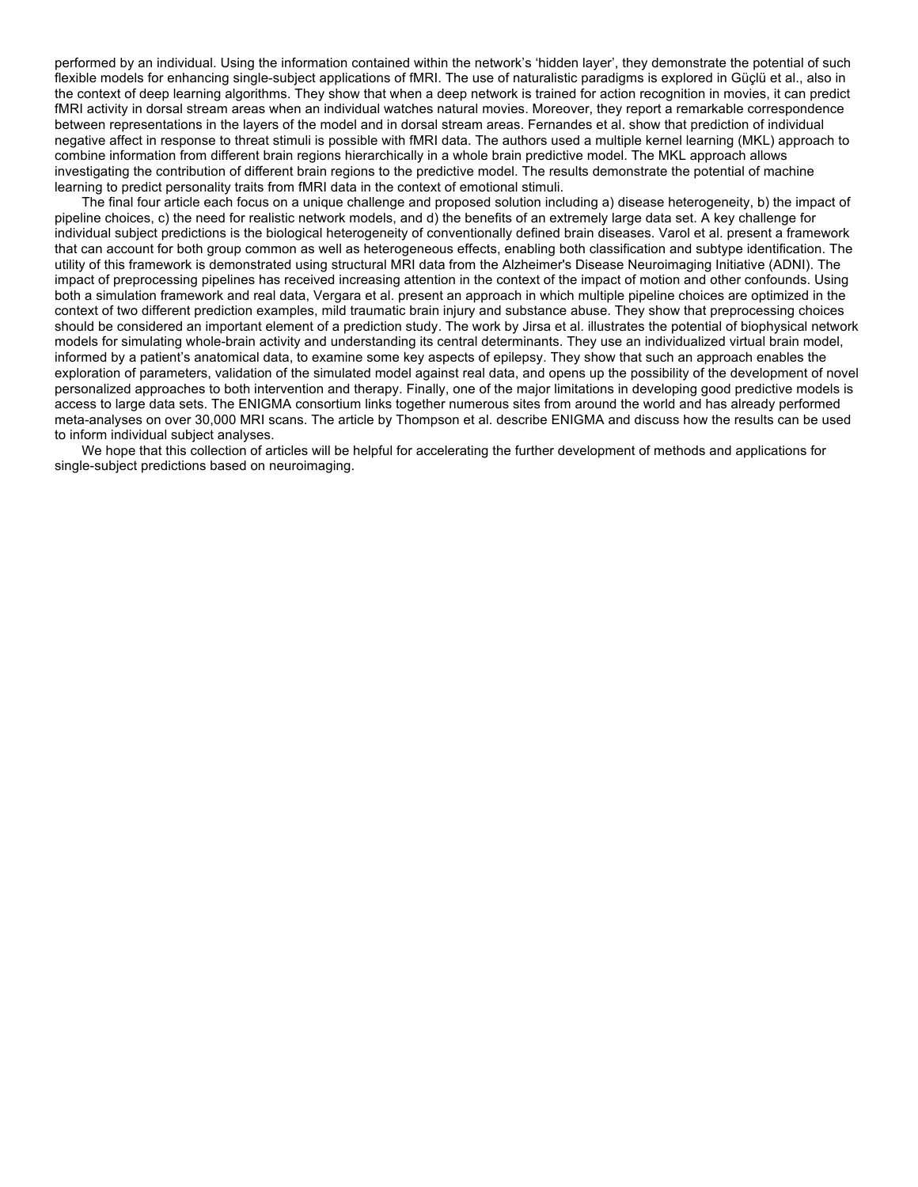performed by an individual. Using the information contained within the network's 'hidden layer', they demonstrate the potential of such flexible models for enhancing single-subject applications of fMRI. The use of naturalistic paradigms is explored in Güçlü et al., also in the context of deep learning algorithms. They show that when a deep network is trained for action recognition in movies, it can predict fMRI activity in dorsal stream areas when an individual watches natural movies. Moreover, they report a remarkable correspondence between representations in the layers of the model and in dorsal stream areas. Fernandes et al. show that prediction of individual negative affect in response to threat stimuli is possible with fMRI data. The authors used a multiple kernel learning (MKL) approach to combine information from different brain regions hierarchically in a whole brain predictive model. The MKL approach allows investigating the contribution of different brain regions to the predictive model. The results demonstrate the potential of machine learning to predict personality traits from fMRI data in the context of emotional stimuli.

The final four article each focus on a unique challenge and proposed solution including a) disease heterogeneity, b) the impact of pipeline choices, c) the need for realistic network models, and d) the benefits of an extremely large data set. A key challenge for individual subject predictions is the biological heterogeneity of conventionally defined brain diseases. Varol et al. present a framework that can account for both group common as well as heterogeneous effects, enabling both classification and subtype identification. The utility of this framework is demonstrated using structural MRI data from the Alzheimer's Disease Neuroimaging Initiative (ADNI). The impact of preprocessing pipelines has received increasing attention in the context of the impact of motion and other confounds. Using both a simulation framework and real data, Vergara et al. present an approach in which multiple pipeline choices are optimized in the context of two different prediction examples, mild traumatic brain injury and substance abuse. They show that preprocessing choices should be considered an important element of a prediction study. The work by Jirsa et al. illustrates the potential of biophysical network models for simulating whole-brain activity and understanding its central determinants. They use an individualized virtual brain model, informed by a patient's anatomical data, to examine some key aspects of epilepsy. They show that such an approach enables the exploration of parameters, validation of the simulated model against real data, and opens up the possibility of the development of novel personalized approaches to both intervention and therapy. Finally, one of the major limitations in developing good predictive models is access to large data sets. The ENIGMA consortium links together numerous sites from around the world and has already performed meta-analyses on over 30,000 MRI scans. The article by Thompson et al. describe ENIGMA and discuss how the results can be used to inform individual subject analyses.

We hope that this collection of articles will be helpful for accelerating the further development of methods and applications for single-subject predictions based on neuroimaging.